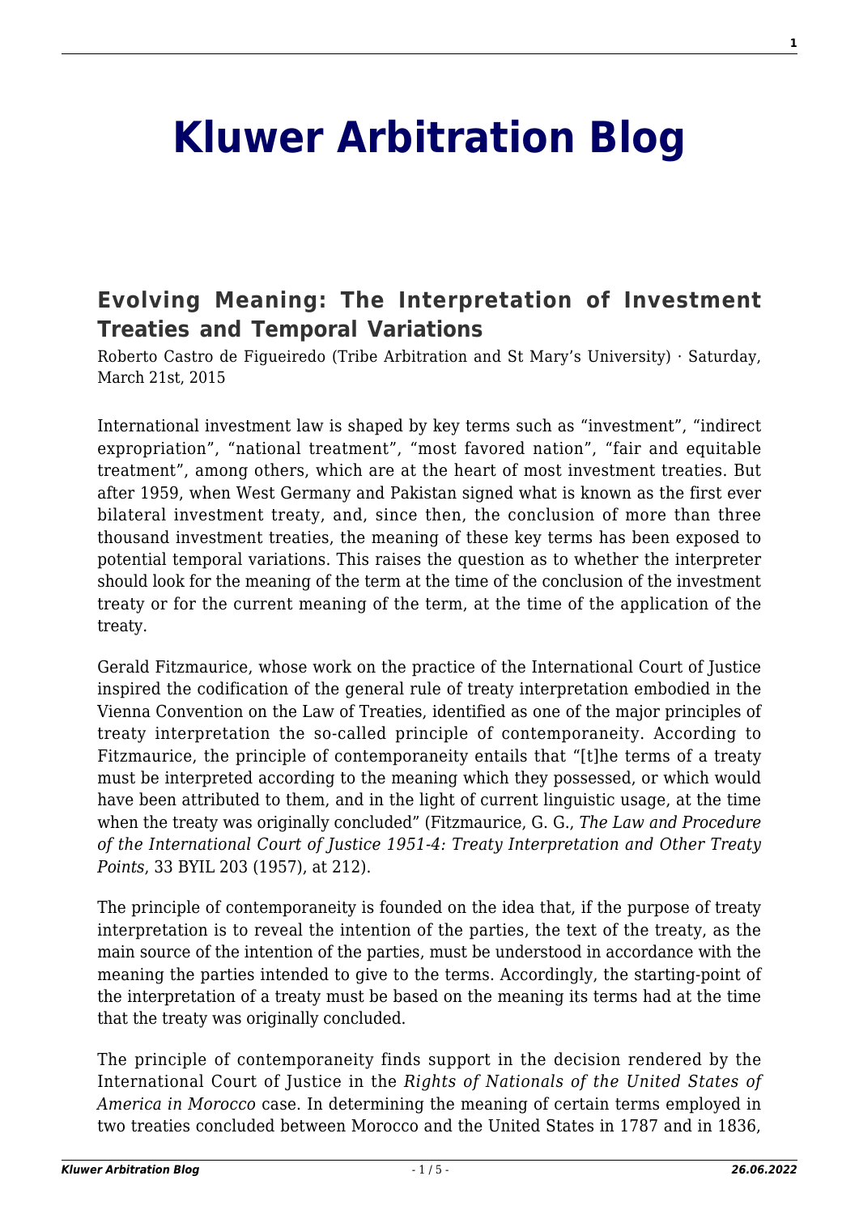# Kluwer Arbitration Blog

## Evolving Meaning: The Interpretation of Investment Treaties and Temporal Variations

Roberto Castro de Figueiredo (Tribe Arbitration and St Mary's University) · Saturday, March 21st, 2015

International investment law is shaped by key terms such as "investment", "indirect expropriation", "national treatment", "most favored nation", "fair and equitable treatment", among others, which are at the heart of most investment treaties. But after 1959, when West Germany and Pakistan signed what is known as the first ever bilateral investment treaty, and, since then, the conclusion of more than three thousand investment treaties, the meaning of these key terms has been exposed to potential temporal variations. This raises the question as to whether the interpreter should look for the meaning of the term at the time of the conclusion of the investment treaty or for the current meaning of the term, at the time of the application of the treaty.

Gerald Fitzmaurice, whose work on the practice of the International Court of Justice inspired the codification of the general rule of treaty interpretation embodied in the Vienna Convention on the Law of Treaties, identified as one of the major principles of treaty interpretation the so-called principle of contemporaneity. According to Fitzmaurice, the principle of contemporaneity entails that "[t]he terms of a treaty must be interpreted according to the meaning which they possessed, or which would have been attributed to them, and in the light of current linguistic usage, at the time when the treaty was originally concluded" (Fitzmaurice, G. G., *The Law and Procedure of the International Court of Justice 1951-4: Treaty Interpretation and Other Treaty Points*, 33 BYIL 203 (1957), at 212).

The principle of contemporaneity is founded on the idea that, if the purpose of treaty interpretation is to reveal the intention of the parties, the text of the treaty, as the main source of the intention of the parties, must be understood in accordance with the meaning the parties intended to give to the terms. Accordingly, the starting-point of the interpretation of a treaty must be based on the meaning its terms had at the time that the treaty was originally concluded.

The principle of contemporaneity finds support in the decision rendered by the International Court of Justice in the *Rights of Nationals of the United States of America in Morocco* case. In determining the meaning of certain terms employed in two treaties concluded between Morocco and the United States in 1787 and in 1836,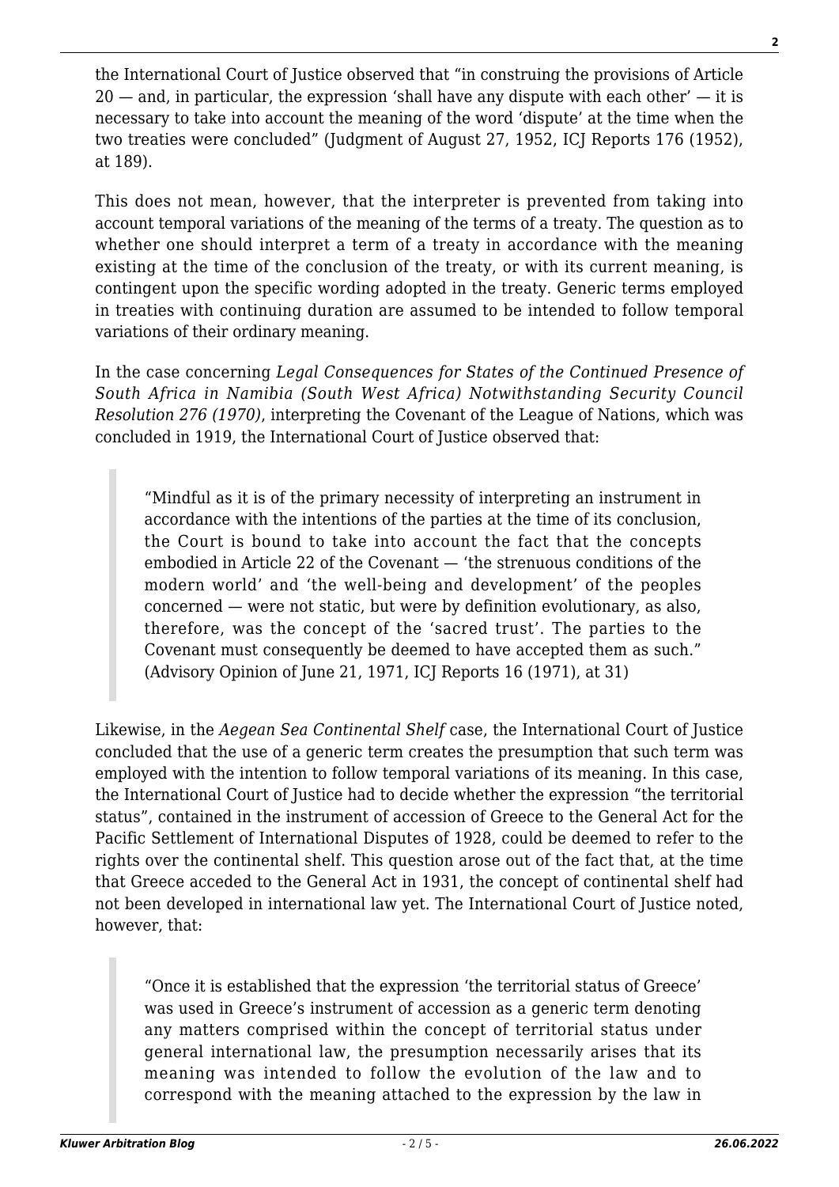the International Court of Justice observed that "in construing the provisions of Article 20 — and, in particular, the expression 'shall have any dispute with each other' — it is necessary to take into account the meaning of the word 'dispute' at the time when the two treaties were concluded" (Judgment of August 27, 1952, ICJ Reports 176 (1952), at 189).

This does not mean, however, that the interpreter is prevented from taking into account temporal variations of the meaning of the terms of a treaty. The question as to whether one should interpret a term of a treaty in accordance with the meaning existing at the time of the conclusion of the treaty, or with its current meaning, is contingent upon the specific wording adopted in the treaty. Generic terms employed in treaties with continuing duration are assumed to be intended to follow temporal variations of their ordinary meaning.

In the case concerning *Legal Consequences for States of the Continued Presence of South Africa in Namibia (South West Africa) Notwithstanding Security Council Resolution 276 (1970)*, interpreting the Covenant of the League of Nations, which was concluded in 1919, the International Court of Justice observed that:

> "Mindful as it is of the primary necessity of interpreting an instrument in accordance with the intentions of the parties at the time of its conclusion, the Court is bound to take into account the fact that the concepts embodied in Article 22 of the Covenant — 'the strenuous conditions of the modern world' and 'the well-being and development' of the peoples concerned — were not static, but were by definition evolutionary, as also, therefore, was the concept of the 'sacred trust'. The parties to the Covenant must consequently be deemed to have accepted them as such." (Advisory Opinion of June 21, 1971, ICJ Reports 16 (1971), at 31)

Likewise, in the *Aegean Sea Continental Shelf* case, the International Court of Justice concluded that the use of a generic term creates the presumption that such term was employed with the intention to follow temporal variations of its meaning. In this case, the International Court of Justice had to decide whether the expression "the territorial status", contained in the instrument of accession of Greece to the General Act for the Pacific Settlement of International Disputes of 1928, could be deemed to refer to the rights over the continental shelf. This question arose out of the fact that, at the time that Greece acceded to the General Act in 1931, the concept of continental shelf had not been developed in international law yet. The International Court of Justice noted, however, that:

> "Once it is established that the expression 'the territorial status of Greece' was used in Greece's instrument of accession as a generic term denoting any matters comprised within the concept of territorial status under general international law, the presumption necessarily arises that its meaning was intended to follow the evolution of the law and to correspond with the meaning attached to the expression by the law in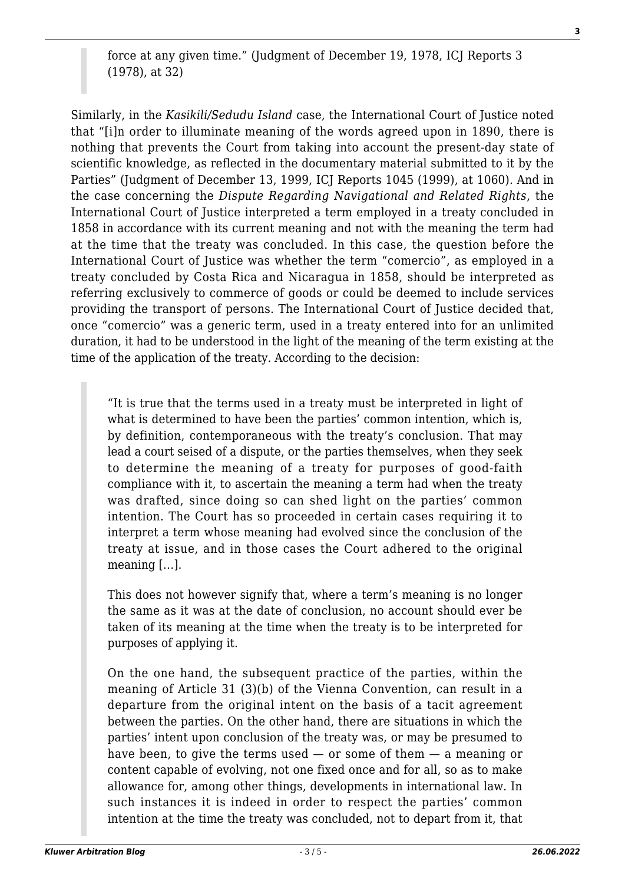> force at any given time." (Judgment of December 19, 1978, ICJ Reports 3 (1978), at 32)

Similarly, in the *Kasikili/Sedudu Island* case, the International Court of Justice noted that "[i]n order to illuminate meaning of the words agreed upon in 1890, there is nothing that prevents the Court from taking into account the present-day state of scientific knowledge, as reflected in the documentary material submitted to it by the Parties" (Judgment of December 13, 1999, ICJ Reports 1045 (1999), at 1060). And in the case concerning the *Dispute Regarding Navigational and Related Rights*, the International Court of Justice interpreted a term employed in a treaty concluded in 1858 in accordance with its current meaning and not with the meaning the term had at the time that the treaty was concluded. In this case, the question before the International Court of Justice was whether the term "comercio", as employed in a treaty concluded by Costa Rica and Nicaragua in 1858, should be interpreted as referring exclusively to commerce of goods or could be deemed to include services providing the transport of persons. The International Court of Justice decided that, once "comercio" was a generic term, used in a treaty entered into for an unlimited duration, it had to be understood in the light of the meaning of the term existing at the time of the application of the treaty. According to the decision:

> "It is true that the terms used in a treaty must be interpreted in light of what is determined to have been the parties' common intention, which is, by definition, contemporaneous with the treaty's conclusion. That may lead a court seised of a dispute, or the parties themselves, when they seek to determine the meaning of a treaty for purposes of good-faith compliance with it, to ascertain the meaning a term had when the treaty was drafted, since doing so can shed light on the parties' common intention. The Court has so proceeded in certain cases requiring it to interpret a term whose meaning had evolved since the conclusion of the treaty at issue, and in those cases the Court adhered to the original meaning […].
>
> This does not however signify that, where a term's meaning is no longer the same as it was at the date of conclusion, no account should ever be taken of its meaning at the time when the treaty is to be interpreted for purposes of applying it.
>
> On the one hand, the subsequent practice of the parties, within the meaning of Article 31 (3)(b) of the Vienna Convention, can result in a departure from the original intent on the basis of a tacit agreement between the parties. On the other hand, there are situations in which the parties' intent upon conclusion of the treaty was, or may be presumed to have been, to give the terms used — or some of them — a meaning or content capable of evolving, not one fixed once and for all, so as to make allowance for, among other things, developments in international law. In such instances it is indeed in order to respect the parties' common intention at the time the treaty was concluded, not to depart from it, that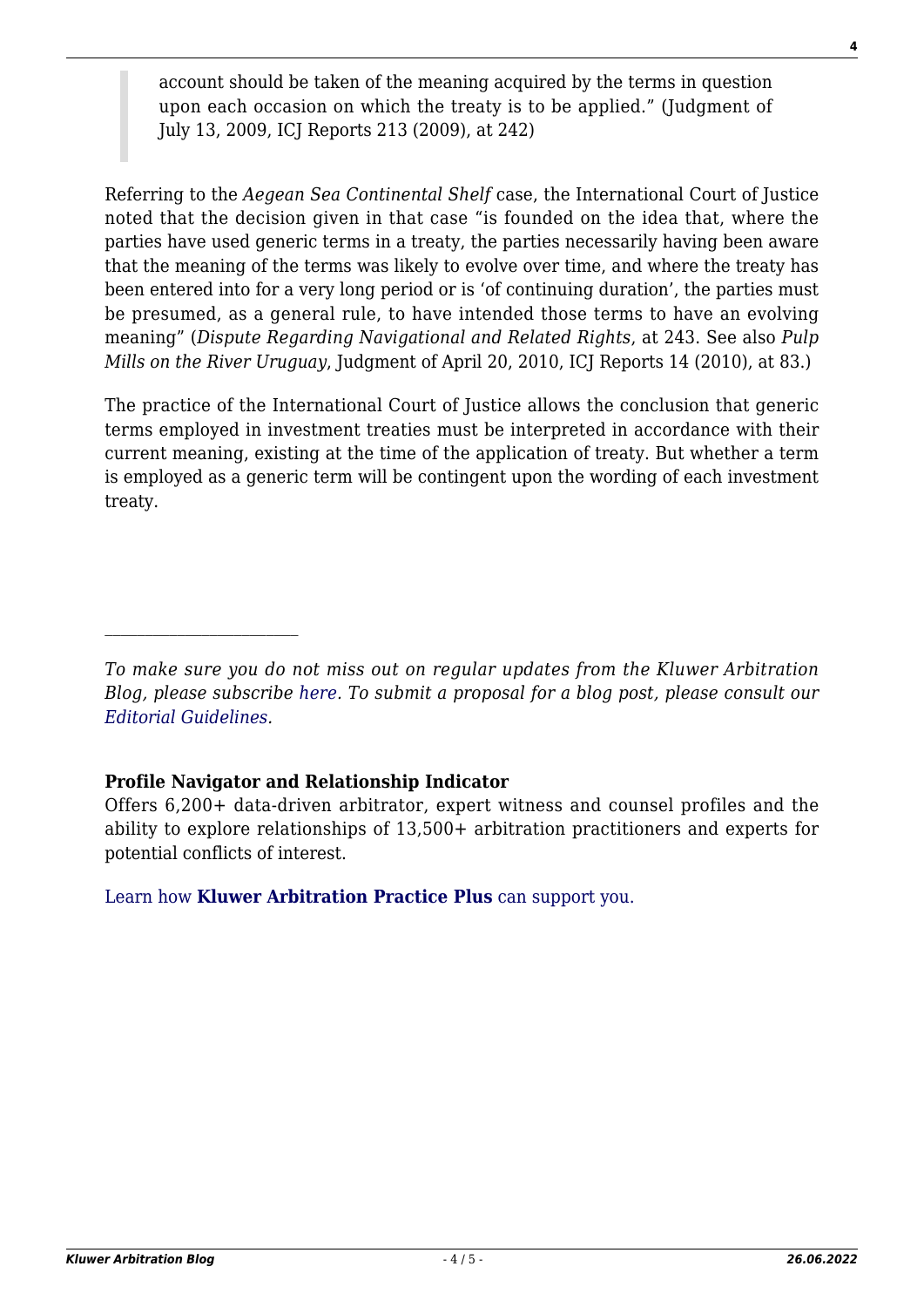> account should be taken of the meaning acquired by the terms in question upon each occasion on which the treaty is to be applied." (Judgment of July 13, 2009, ICJ Reports 213 (2009), at 242)

Referring to the *Aegean Sea Continental Shelf* case, the International Court of Justice noted that the decision given in that case "is founded on the idea that, where the parties have used generic terms in a treaty, the parties necessarily having been aware that the meaning of the terms was likely to evolve over time, and where the treaty has been entered into for a very long period or is 'of continuing duration', the parties must be presumed, as a general rule, to have intended those terms to have an evolving meaning" (*Dispute Regarding Navigational and Related Rights*, at 243. See also *Pulp Mills on the River Uruguay*, Judgment of April 20, 2010, ICJ Reports 14 (2010), at 83.)

The practice of the International Court of Justice allows the conclusion that generic terms employed in investment treaties must be interpreted in accordance with their current meaning, existing at the time of the application of treaty. But whether a term is employed as a generic term will be contingent upon the wording of each investment treaty.

---

*To make sure you do not miss out on regular updates from the Kluwer Arbitration Blog, please subscribe here. To submit a proposal for a blog post, please consult our Editorial Guidelines.*

**Profile Navigator and Relationship Indicator**

Offers 6,200+ data-driven arbitrator, expert witness and counsel profiles and the ability to explore relationships of 13,500+ arbitration practitioners and experts for potential conflicts of interest.

Learn how **Kluwer Arbitration Practice Plus** can support you.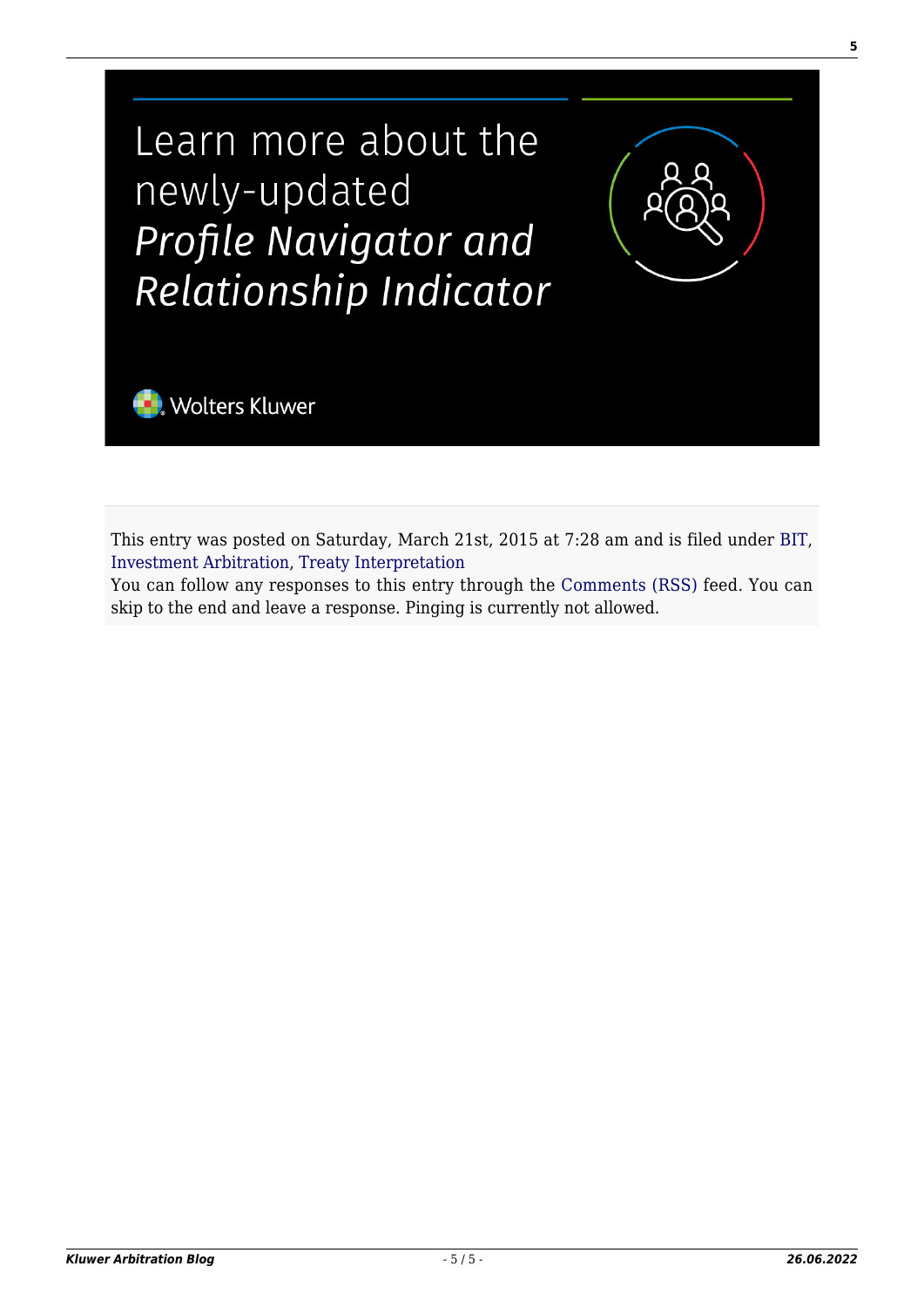Learn more about the newly-updated *Profile Navigator and Relationship Indicator*

Wolters Kluwer

This entry was posted on Saturday, March 21st, 2015 at 7:28 am and is filed under BIT, Investment Arbitration, Treaty Interpretation
You can follow any responses to this entry through the Comments (RSS) feed. You can skip to the end and leave a response. Pinging is currently not allowed.